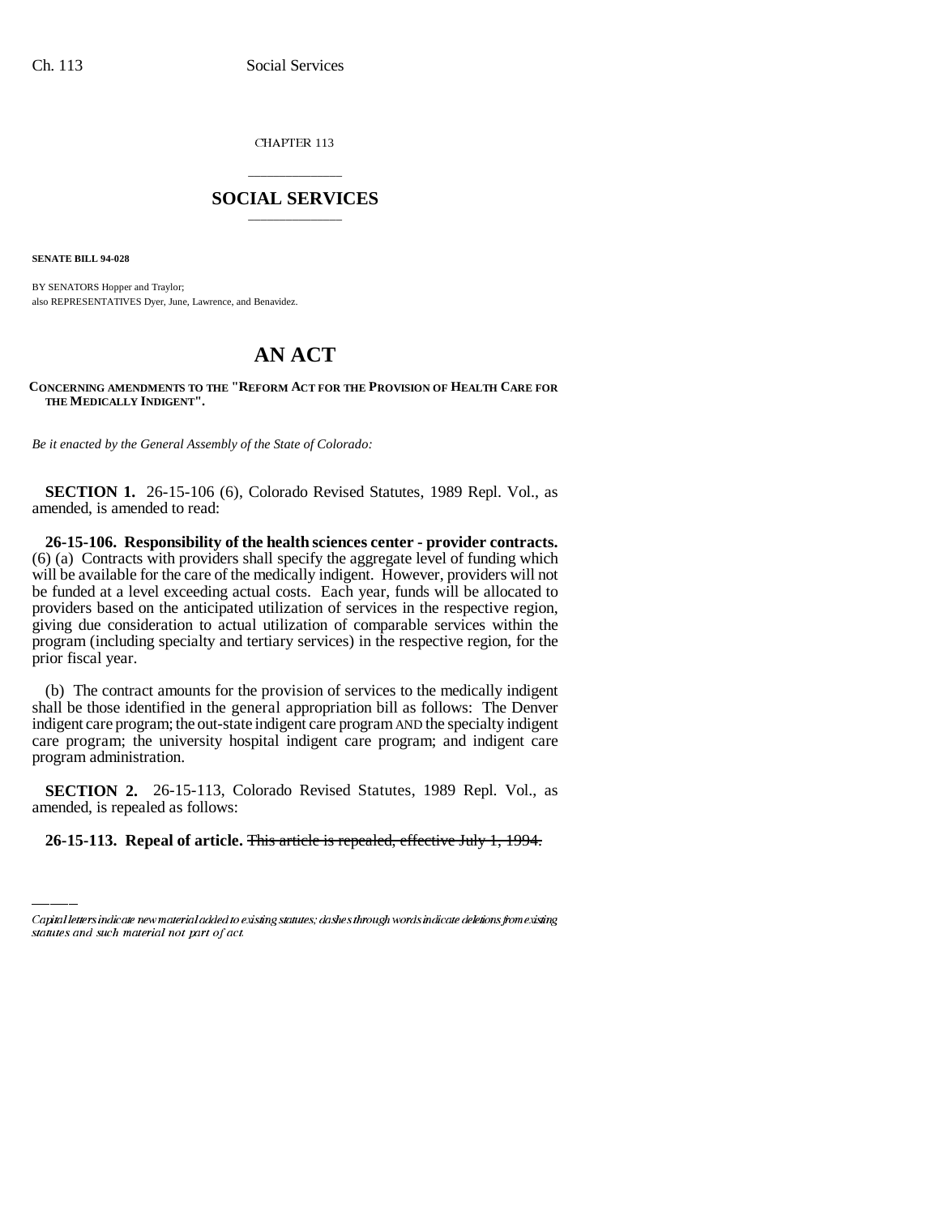CHAPTER 113

# SOCIAL SERVICES

**SENATE BILL 94-028**

BY SENATORS Hopper and Traylor;
also REPRESENTATIVES Dyer, June, Lawrence, and Benavidez.

# AN ACT

**CONCERNING AMENDMENTS TO THE "REFORM ACT FOR THE PROVISION OF HEALTH CARE FOR THE MEDICALLY INDIGENT".**

*Be it enacted by the General Assembly of the State of Colorado:*

**SECTION 1.** 26-15-106 (6), Colorado Revised Statutes, 1989 Repl. Vol., as amended, is amended to read:

**26-15-106. Responsibility of the health sciences center - provider contracts.** (6) (a) Contracts with providers shall specify the aggregate level of funding which will be available for the care of the medically indigent. However, providers will not be funded at a level exceeding actual costs. Each year, funds will be allocated to providers based on the anticipated utilization of services in the respective region, giving due consideration to actual utilization of comparable services within the program (including specialty and tertiary services) in the respective region, for the prior fiscal year.

(b) The contract amounts for the provision of services to the medically indigent shall be those identified in the general appropriation bill as follows: The Denver indigent care program; the out-state indigent care program AND the specialty indigent care program; the university hospital indigent care program; and indigent care program administration.

**SECTION 2.** 26-15-113, Colorado Revised Statutes, 1989 Repl. Vol., as amended, is repealed as follows:

**26-15-113. Repeal of article.** ~~This article is repealed, effective July 1, 1994.~~

Capital letters indicate new material added to existing statutes; dashes through words indicate deletions from existing statutes and such material not part of act.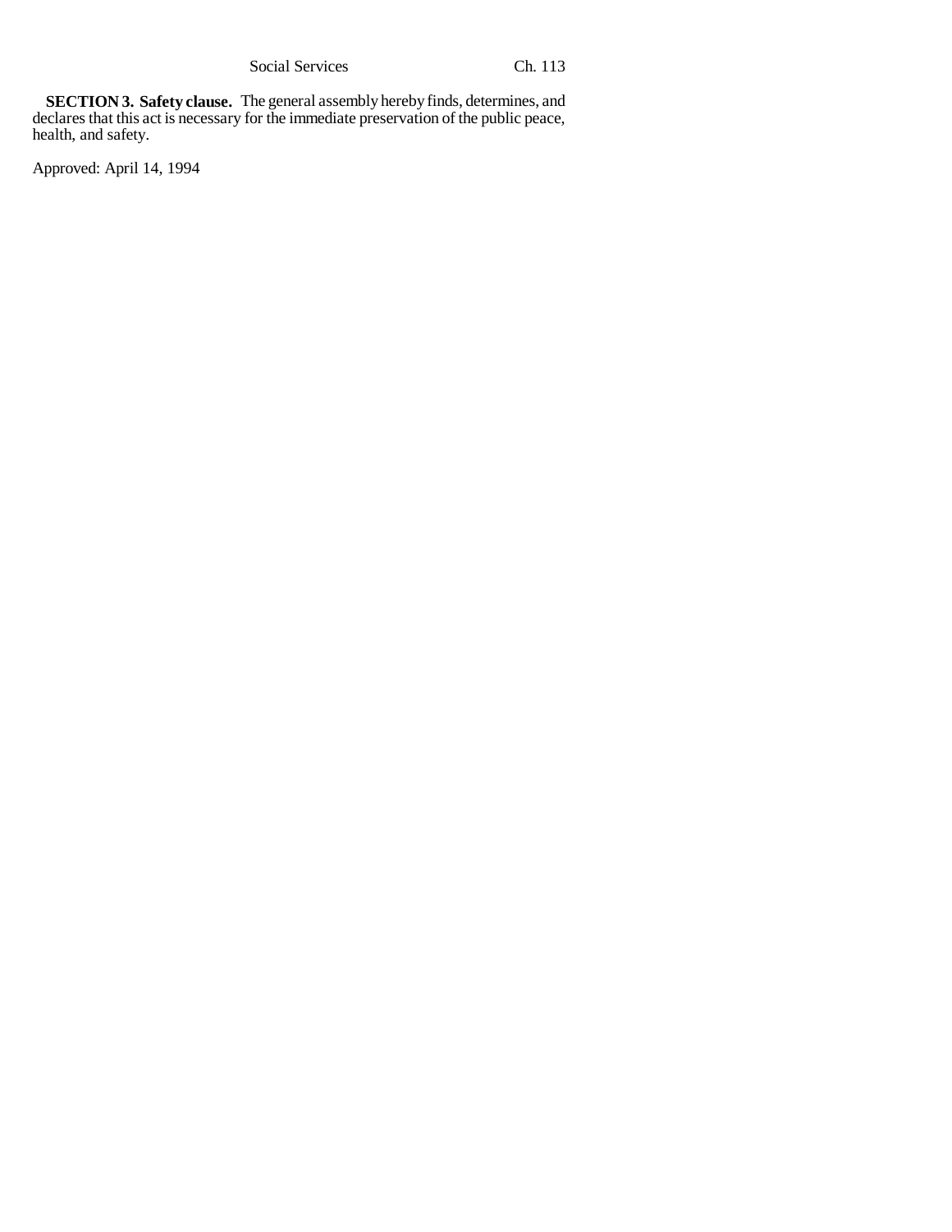**SECTION 3. Safety clause.** The general assembly hereby finds, determines, and declares that this act is necessary for the immediate preservation of the public peace, health, and safety.

Approved: April 14, 1994